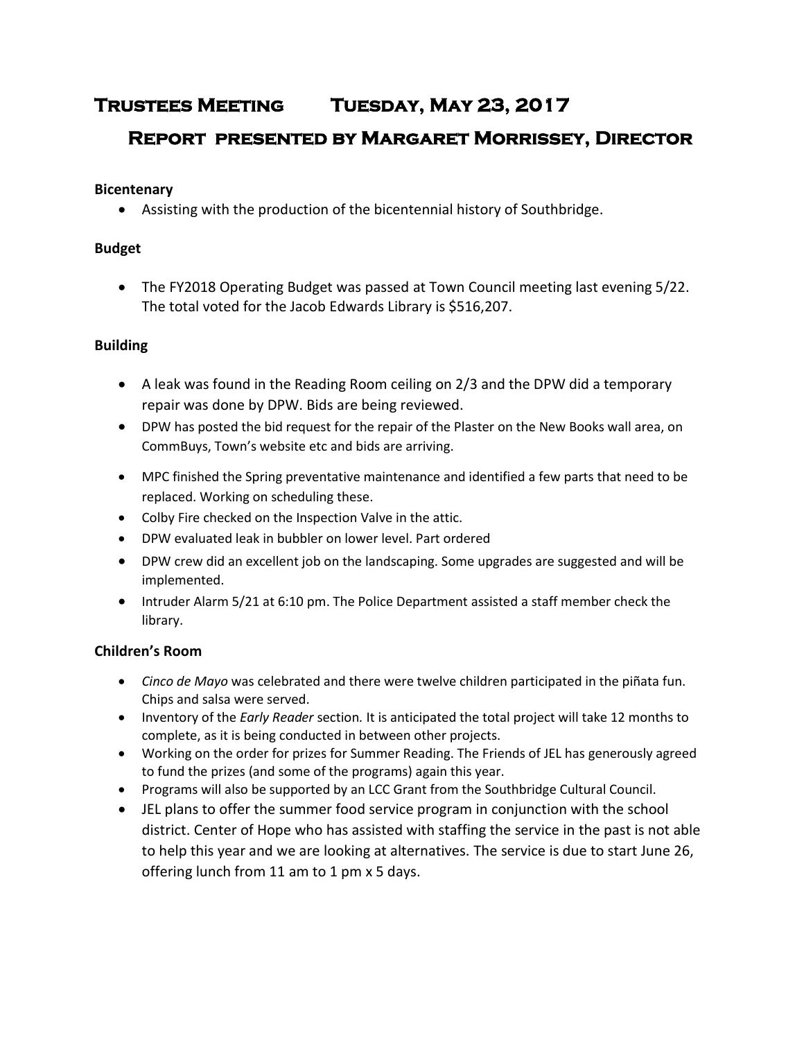# Trustees Meeting Tuesday, May 23, 2017

## Report presented by Margaret Morrissey, Director

**Bicentenary**

- Assisting with the production of the bicentennial history of Southbridge.

**Budget**

- The FY2018 Operating Budget was passed at Town Council meeting last evening 5/22. The total voted for the Jacob Edwards Library is $516,207.

**Building**

- A leak was found in the Reading Room ceiling on 2/3 and the DPW did a temporary repair was done by DPW. Bids are being reviewed.
- DPW has posted the bid request for the repair of the Plaster on the New Books wall area, on CommBuys, Town's website etc and bids are arriving.
- MPC finished the Spring preventative maintenance and identified a few parts that need to be replaced. Working on scheduling these.
- Colby Fire checked on the Inspection Valve in the attic.
- DPW evaluated leak in bubbler on lower level. Part ordered
- DPW crew did an excellent job on the landscaping. Some upgrades are suggested and will be implemented.
- Intruder Alarm 5/21 at 6:10 pm. The Police Department assisted a staff member check the library.

**Children's Room**

- *Cinco de Mayo* was celebrated and there were twelve children participated in the piñata fun. Chips and salsa were served.
- Inventory of the *Early Reader* section*.* It is anticipated the total project will take 12 months to complete, as it is being conducted in between other projects.
- Working on the order for prizes for Summer Reading. The Friends of JEL has generously agreed to fund the prizes (and some of the programs) again this year.
- Programs will also be supported by an LCC Grant from the Southbridge Cultural Council.
- JEL plans to offer the summer food service program in conjunction with the school district. Center of Hope who has assisted with staffing the service in the past is not able to help this year and we are looking at alternatives. The service is due to start June 26, offering lunch from 11 am to 1 pm x 5 days.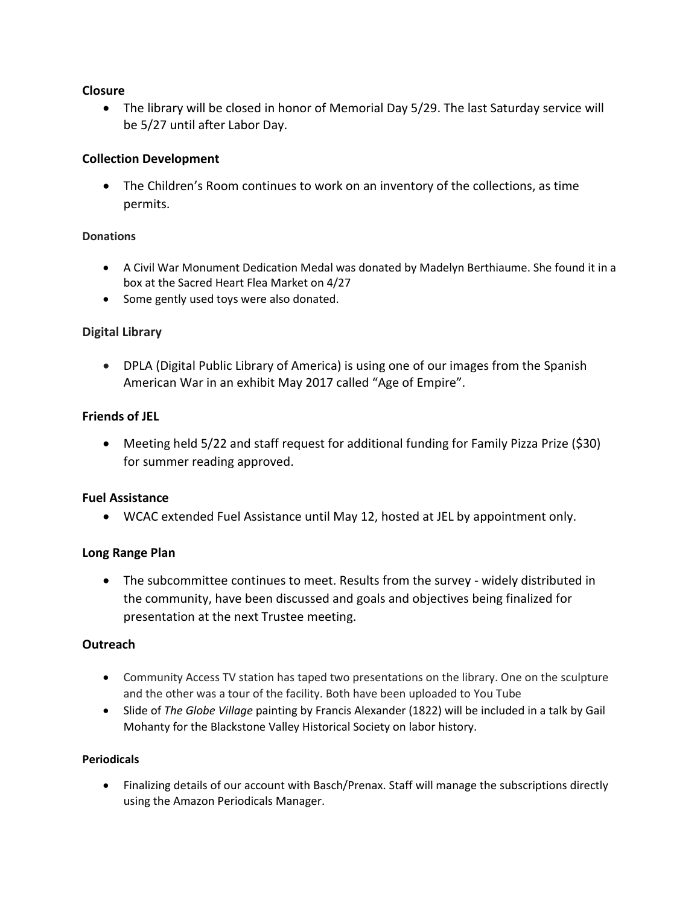**Closure**

- The library will be closed in honor of Memorial Day 5/29. The last Saturday service will be 5/27 until after Labor Day.

**Collection Development**

- The Children's Room continues to work on an inventory of the collections, as time permits.

**Donations**

- A Civil War Monument Dedication Medal was donated by Madelyn Berthiaume. She found it in a box at the Sacred Heart Flea Market on 4/27
- Some gently used toys were also donated.

**Digital Library**

- DPLA (Digital Public Library of America) is using one of our images from the Spanish American War in an exhibit May 2017 called "Age of Empire".

**Friends of JEL**

- Meeting held 5/22 and staff request for additional funding for Family Pizza Prize ($30) for summer reading approved.

**Fuel Assistance**

- WCAC extended Fuel Assistance until May 12, hosted at JEL by appointment only.

**Long Range Plan**

- The subcommittee continues to meet. Results from the survey - widely distributed in the community, have been discussed and goals and objectives being finalized for presentation at the next Trustee meeting.

**Outreach**

- Community Access TV station has taped two presentations on the library. One on the sculpture and the other was a tour of the facility. Both have been uploaded to You Tube
- Slide of *The Globe Village* painting by Francis Alexander (1822) will be included in a talk by Gail Mohanty for the Blackstone Valley Historical Society on labor history.

**Periodicals**

- Finalizing details of our account with Basch/Prenax. Staff will manage the subscriptions directly using the Amazon Periodicals Manager.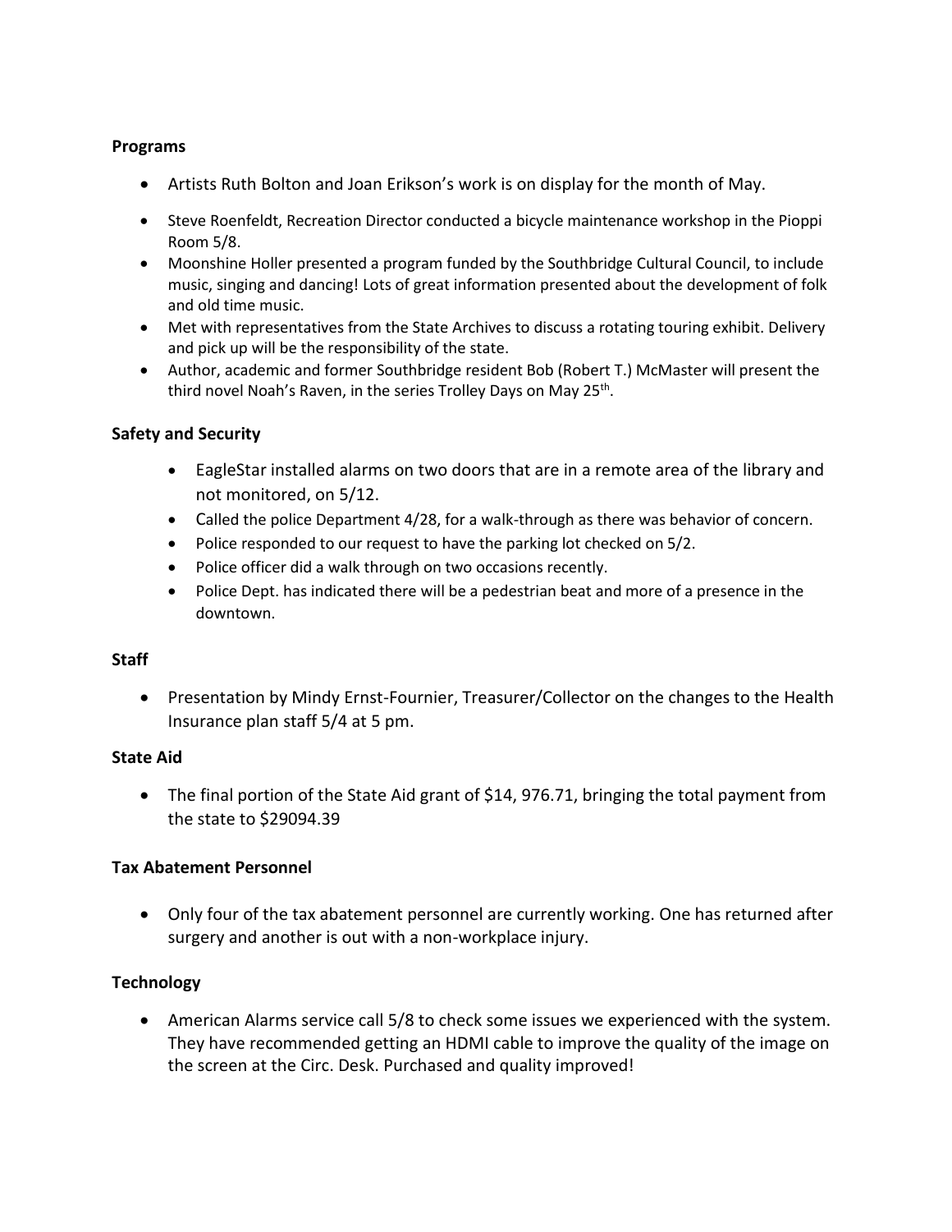**Programs**

- Artists Ruth Bolton and Joan Erikson's work is on display for the month of May.
- Steve Roenfeldt, Recreation Director conducted a bicycle maintenance workshop in the Pioppi Room 5/8.
- Moonshine Holler presented a program funded by the Southbridge Cultural Council, to include music, singing and dancing! Lots of great information presented about the development of folk and old time music.
- Met with representatives from the State Archives to discuss a rotating touring exhibit. Delivery and pick up will be the responsibility of the state.
- Author, academic and former Southbridge resident Bob (Robert T.) McMaster will present the third novel Noah's Raven, in the series Trolley Days on May 25th.

**Safety and Security**

- EagleStar installed alarms on two doors that are in a remote area of the library and not monitored, on 5/12.
- Called the police Department 4/28, for a walk-through as there was behavior of concern.
- Police responded to our request to have the parking lot checked on 5/2.
- Police officer did a walk through on two occasions recently.
- Police Dept. has indicated there will be a pedestrian beat and more of a presence in the downtown.

**Staff**

- Presentation by Mindy Ernst-Fournier, Treasurer/Collector on the changes to the Health Insurance plan staff 5/4 at 5 pm.

**State Aid**

- The final portion of the State Aid grant of $14, 976.71, bringing the total payment from the state to $29094.39

**Tax Abatement Personnel**

- Only four of the tax abatement personnel are currently working. One has returned after surgery and another is out with a non-workplace injury.

**Technology**

- American Alarms service call 5/8 to check some issues we experienced with the system. They have recommended getting an HDMI cable to improve the quality of the image on the screen at the Circ. Desk. Purchased and quality improved!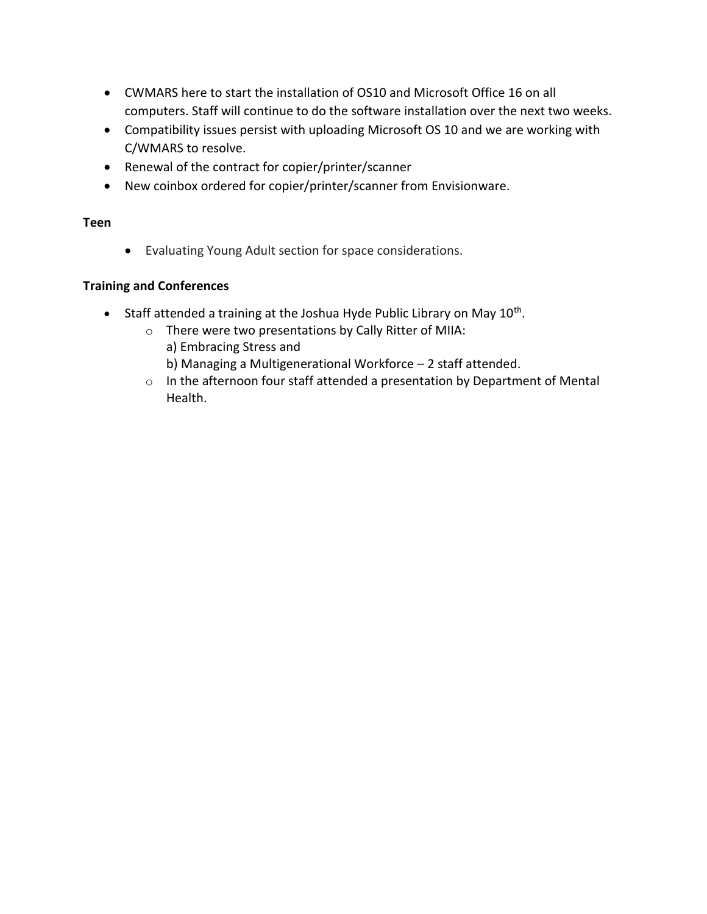- CWMARS here to start the installation of OS10 and Microsoft Office 16 on all computers. Staff will continue to do the software installation over the next two weeks.
- Compatibility issues persist with uploading Microsoft OS 10 and we are working with C/WMARS to resolve.
- Renewal of the contract for copier/printer/scanner
- New coinbox ordered for copier/printer/scanner from Envisionware.

**Teen**

- Evaluating Young Adult section for space considerations.

**Training and Conferences**

- Staff attended a training at the Joshua Hyde Public Library on May 10th.
  - There were two presentations by Cally Ritter of MIIA:
    a) Embracing Stress and
    b) Managing a Multigenerational Workforce – 2 staff attended.
  - In the afternoon four staff attended a presentation by Department of Mental Health.